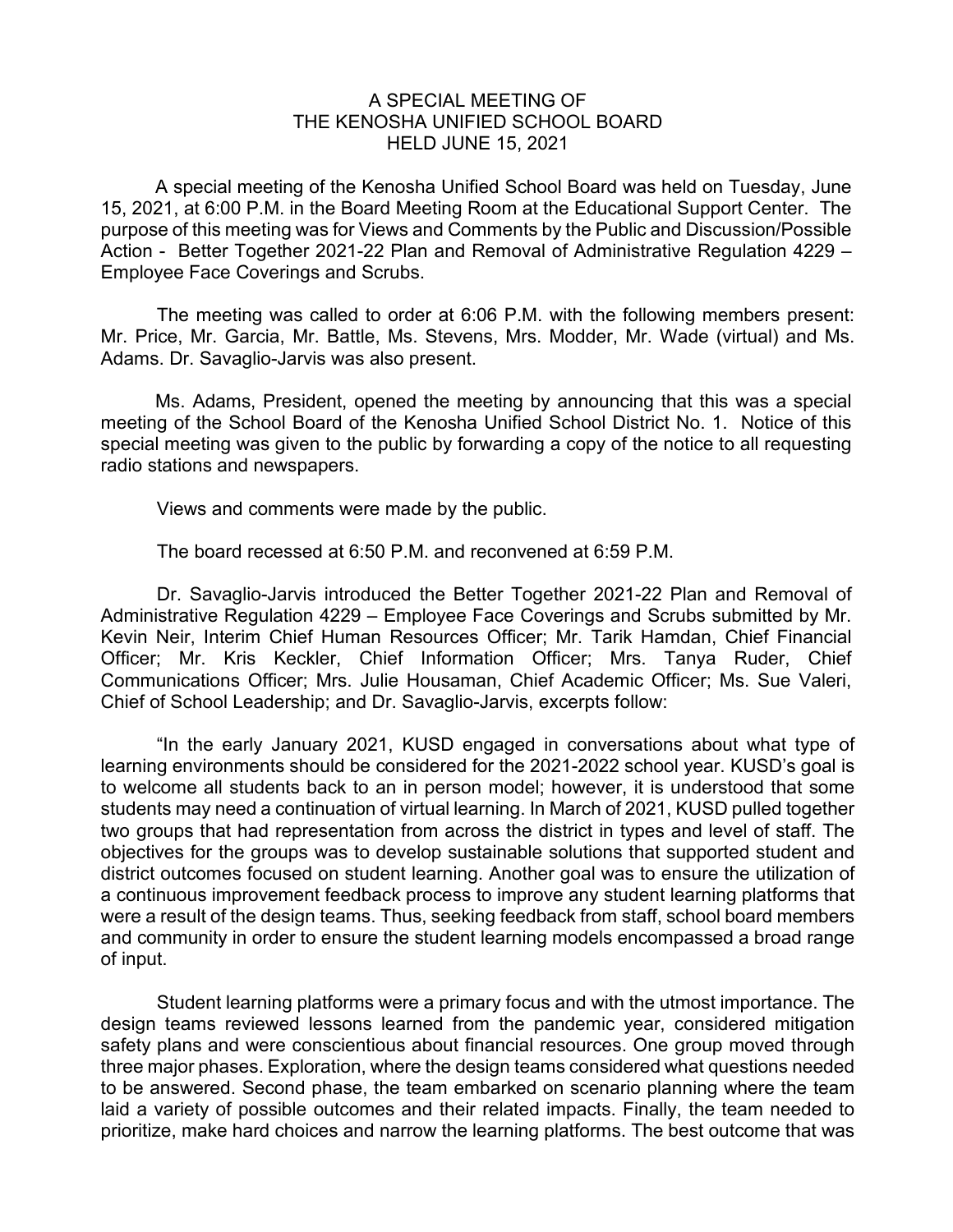# A SPECIAL MEETING OF
# THE KENOSHA UNIFIED SCHOOL BOARD
# HELD JUNE 15, 2021

A special meeting of the Kenosha Unified School Board was held on Tuesday, June 15, 2021, at 6:00 P.M. in the Board Meeting Room at the Educational Support Center. The purpose of this meeting was for Views and Comments by the Public and Discussion/Possible Action - Better Together 2021-22 Plan and Removal of Administrative Regulation 4229 – Employee Face Coverings and Scrubs.

The meeting was called to order at 6:06 P.M. with the following members present: Mr. Price, Mr. Garcia, Mr. Battle, Ms. Stevens, Mrs. Modder, Mr. Wade (virtual) and Ms. Adams. Dr. Savaglio-Jarvis was also present.

Ms. Adams, President, opened the meeting by announcing that this was a special meeting of the School Board of the Kenosha Unified School District No. 1. Notice of this special meeting was given to the public by forwarding a copy of the notice to all requesting radio stations and newspapers.

Views and comments were made by the public.

The board recessed at 6:50 P.M. and reconvened at 6:59 P.M.

Dr. Savaglio-Jarvis introduced the Better Together 2021-22 Plan and Removal of Administrative Regulation 4229 – Employee Face Coverings and Scrubs submitted by Mr. Kevin Neir, Interim Chief Human Resources Officer; Mr. Tarik Hamdan, Chief Financial Officer; Mr. Kris Keckler, Chief Information Officer; Mrs. Tanya Ruder, Chief Communications Officer; Mrs. Julie Housaman, Chief Academic Officer; Ms. Sue Valeri, Chief of School Leadership; and Dr. Savaglio-Jarvis, excerpts follow:

"In the early January 2021, KUSD engaged in conversations about what type of learning environments should be considered for the 2021-2022 school year. KUSD's goal is to welcome all students back to an in person model; however, it is understood that some students may need a continuation of virtual learning. In March of 2021, KUSD pulled together two groups that had representation from across the district in types and level of staff. The objectives for the groups was to develop sustainable solutions that supported student and district outcomes focused on student learning. Another goal was to ensure the utilization of a continuous improvement feedback process to improve any student learning platforms that were a result of the design teams. Thus, seeking feedback from staff, school board members and community in order to ensure the student learning models encompassed a broad range of input.

Student learning platforms were a primary focus and with the utmost importance. The design teams reviewed lessons learned from the pandemic year, considered mitigation safety plans and were conscientious about financial resources. One group moved through three major phases. Exploration, where the design teams considered what questions needed to be answered. Second phase, the team embarked on scenario planning where the team laid a variety of possible outcomes and their related impacts. Finally, the team needed to prioritize, make hard choices and narrow the learning platforms. The best outcome that was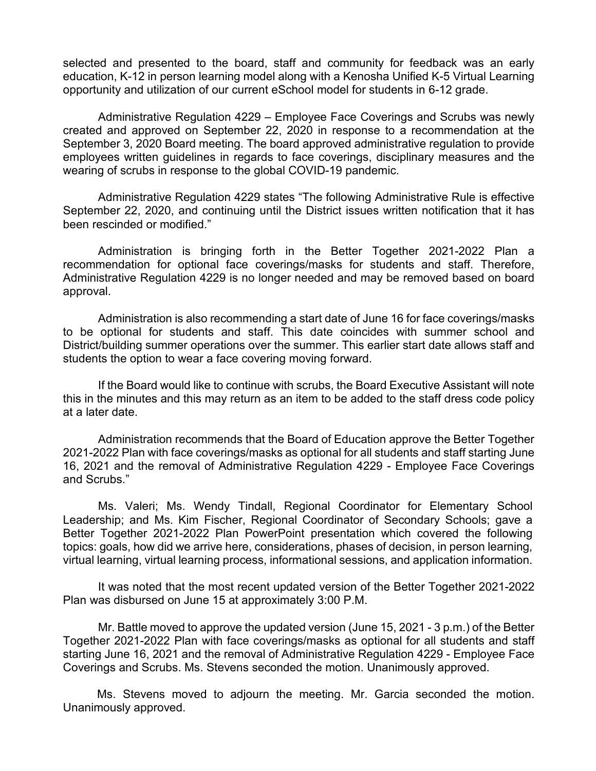selected and presented to the board, staff and community for feedback was an early education, K-12 in person learning model along with a Kenosha Unified K-5 Virtual Learning opportunity and utilization of our current eSchool model for students in 6-12 grade.

Administrative Regulation 4229 – Employee Face Coverings and Scrubs was newly created and approved on September 22, 2020 in response to a recommendation at the September 3, 2020 Board meeting. The board approved administrative regulation to provide employees written guidelines in regards to face coverings, disciplinary measures and the wearing of scrubs in response to the global COVID-19 pandemic.

Administrative Regulation 4229 states "The following Administrative Rule is effective September 22, 2020, and continuing until the District issues written notification that it has been rescinded or modified."

Administration is bringing forth in the Better Together 2021-2022 Plan a recommendation for optional face coverings/masks for students and staff. Therefore, Administrative Regulation 4229 is no longer needed and may be removed based on board approval.

Administration is also recommending a start date of June 16 for face coverings/masks to be optional for students and staff. This date coincides with summer school and District/building summer operations over the summer. This earlier start date allows staff and students the option to wear a face covering moving forward.

If the Board would like to continue with scrubs, the Board Executive Assistant will note this in the minutes and this may return as an item to be added to the staff dress code policy at a later date.

Administration recommends that the Board of Education approve the Better Together 2021-2022 Plan with face coverings/masks as optional for all students and staff starting June 16, 2021 and the removal of Administrative Regulation 4229 - Employee Face Coverings and Scrubs."

Ms. Valeri; Ms. Wendy Tindall, Regional Coordinator for Elementary School Leadership; and Ms. Kim Fischer, Regional Coordinator of Secondary Schools; gave a Better Together 2021-2022 Plan PowerPoint presentation which covered the following topics: goals, how did we arrive here, considerations, phases of decision, in person learning, virtual learning, virtual learning process, informational sessions, and application information.

It was noted that the most recent updated version of the Better Together 2021-2022 Plan was disbursed on June 15 at approximately 3:00 P.M.

Mr. Battle moved to approve the updated version (June 15, 2021 - 3 p.m.) of the Better Together 2021-2022 Plan with face coverings/masks as optional for all students and staff starting June 16, 2021 and the removal of Administrative Regulation 4229 - Employee Face Coverings and Scrubs. Ms. Stevens seconded the motion. Unanimously approved.

Ms. Stevens moved to adjourn the meeting. Mr. Garcia seconded the motion. Unanimously approved.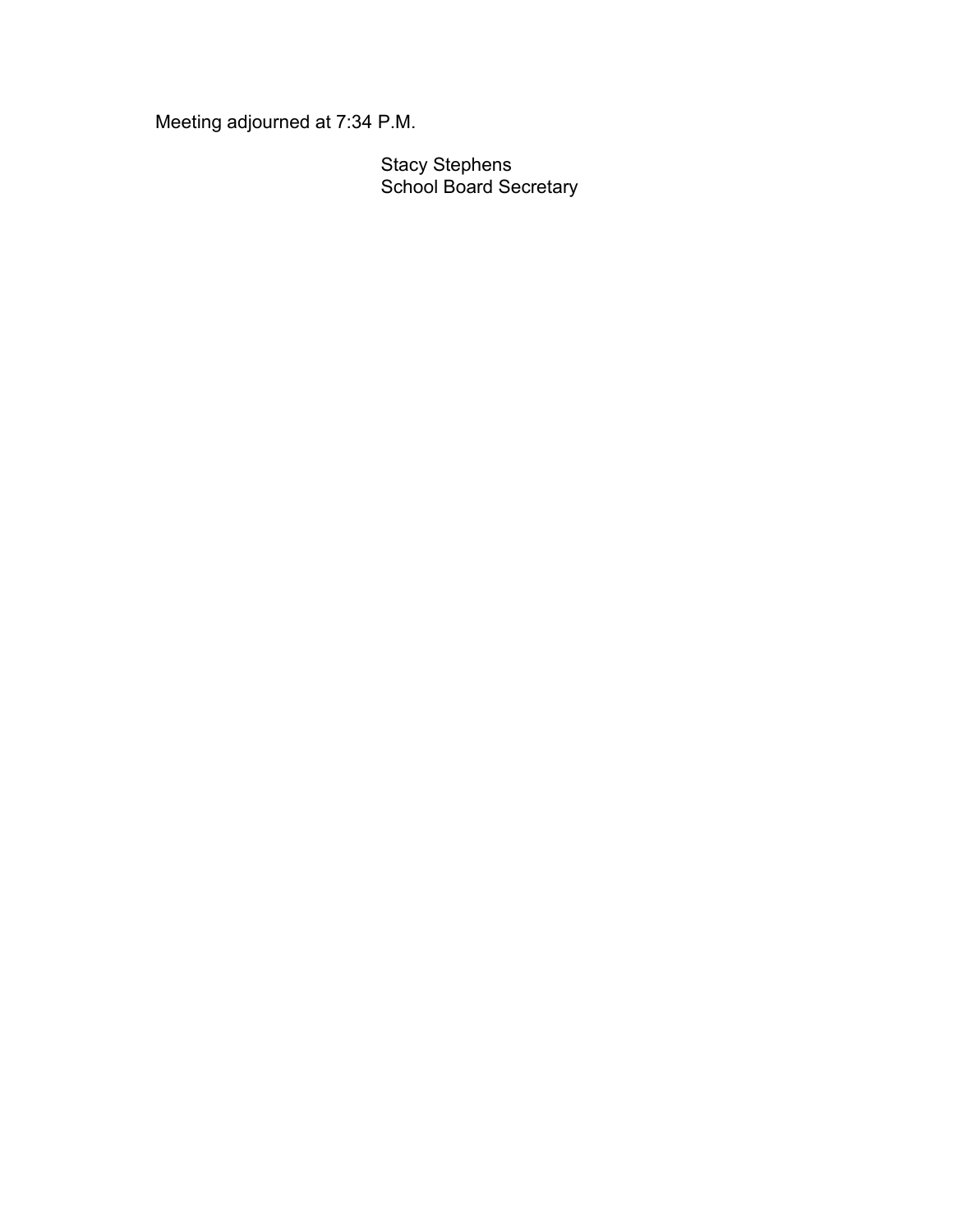Meeting adjourned at 7:34 P.M.

Stacy Stephens
School Board Secretary